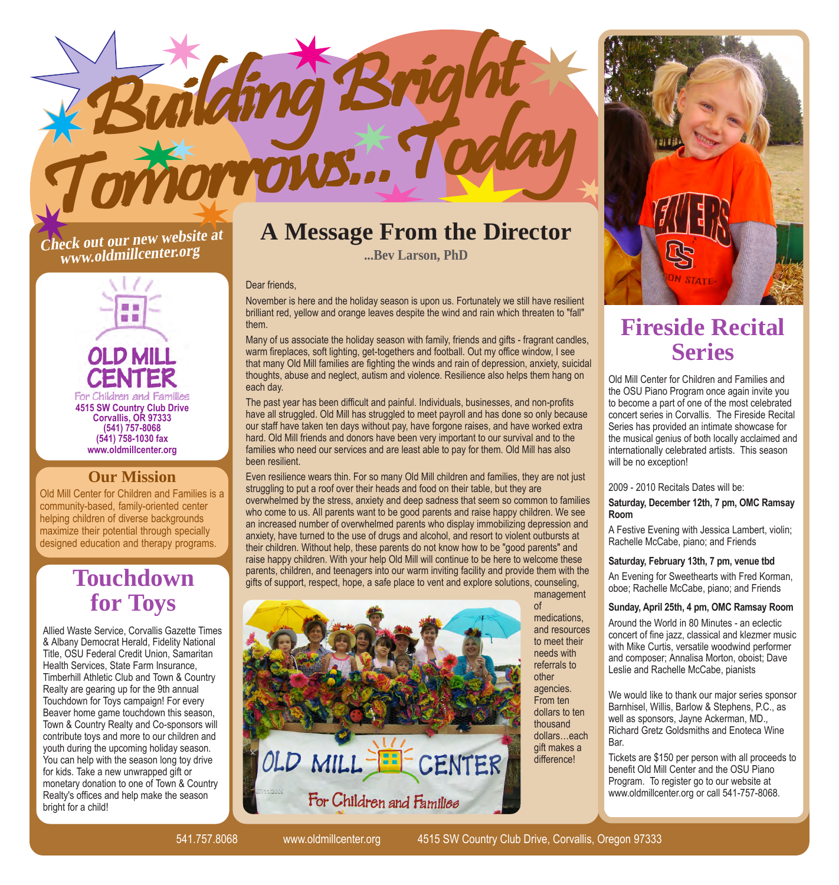# Building Bright Tomorrows... Today

*Check out our new website at www.oldmillcenter.org*

**OLD MILL CENTER**
For Children and Families
**4515 SW Country Club Drive**
**Corvallis, OR 97333**
**(541) 757-8068**
**(541) 758-1030 fax**
**www.oldmillcenter.org**

## Our Mission

Old Mill Center for Children and Families is a community-based, family-oriented center helping children of diverse backgrounds maximize their potential through specially designed education and therapy programs.

## Touchdown for Toys

Allied Waste Service, Corvallis Gazette Times & Albany Democrat Herald, Fidelity National Title, OSU Federal Credit Union, Samaritan Health Services, State Farm Insurance, Timberhill Athletic Club and Town & Country Realty are gearing up for the 9th annual Touchdown for Toys campaign! For every Beaver home game touchdown this season, Town & Country Realty and Co-sponsors will contribute toys and more to our children and youth during the upcoming holiday season. You can help with the season long toy drive for kids. Take a new unwrapped gift or monetary donation to one of Town & Country Realty's offices and help make the season bright for a child!

## A Message From the Director

**...Bev Larson, PhD**

Dear friends,

November is here and the holiday season is upon us. Fortunately we still have resilient brilliant red, yellow and orange leaves despite the wind and rain which threaten to "fall" them.

Many of us associate the holiday season with family, friends and gifts - fragrant candles, warm fireplaces, soft lighting, get-togethers and football. Out my office window, I see that many Old Mill families are fighting the winds and rain of depression, anxiety, suicidal thoughts, abuse and neglect, autism and violence. Resilience also helps them hang on each day.

The past year has been difficult and painful. Individuals, businesses, and non-profits have all struggled. Old Mill has struggled to meet payroll and has done so only because our staff have taken ten days without pay, have forgone raises, and have worked extra hard. Old Mill friends and donors have been very important to our survival and to the families who need our services and are least able to pay for them. Old Mill has also been resilient.

Even resilience wears thin. For so many Old Mill children and families, they are not just struggling to put a roof over their heads and food on their table, but they are overwhelmed by the stress, anxiety and deep sadness that seem so common to families who come to us. All parents want to be good parents and raise happy children. We see an increased number of overwhelmed parents who display immobilizing depression and anxiety, have turned to the use of drugs and alcohol, and resort to violent outbursts at their children. Without help, these parents do not know how to be "good parents" and raise happy children. With your help Old Mill will continue to be here to welcome these parents, children, and teenagers into our warm inviting facility and provide them with the gifts of support, respect, hope, a safe place to vent and explore solutions, counseling, management of medications, and resources to meet their needs with referrals to other agencies. From ten dollars to ten thousand dollars...each gift makes a difference!

## Fireside Recital Series

Old Mill Center for Children and Families and the OSU Piano Program once again invite you to become a part of one of the most celebrated concert series in Corvallis. The Fireside Recital Series has provided an intimate showcase for the musical genius of both locally acclaimed and internationally celebrated artists. This season will be no exception!

2009 - 2010 Recitals Dates will be:

**Saturday, December 12th, 7 pm, OMC Ramsay Room**

A Festive Evening with Jessica Lambert, violin; Rachelle McCabe, piano; and Friends

**Saturday, February 13th, 7 pm, venue tbd**

An Evening for Sweethearts with Fred Korman, oboe; Rachelle McCabe, piano; and Friends

**Sunday, April 25th, 4 pm, OMC Ramsay Room**

Around the World in 80 Minutes - an eclectic concert of fine jazz, classical and klezmer music with Mike Curtis, versatile woodwind performer and composer; Annalisa Morton, oboist; Dave Leslie and Rachelle McCabe, pianists

We would like to thank our major series sponsor Barnhisel, Willis, Barlow & Stephens, P.C., as well as sponsors, Jayne Ackerman, MD., Richard Gretz Goldsmiths and Enoteca Wine Bar.

Tickets are $150 per person with all proceeds to benefit Old Mill Center and the OSU Piano Program. To register go to our website at www.oldmillcenter.org or call 541-757-8068.

541.757.8068 www.oldmillcenter.org 4515 SW Country Club Drive, Corvallis, Oregon 97333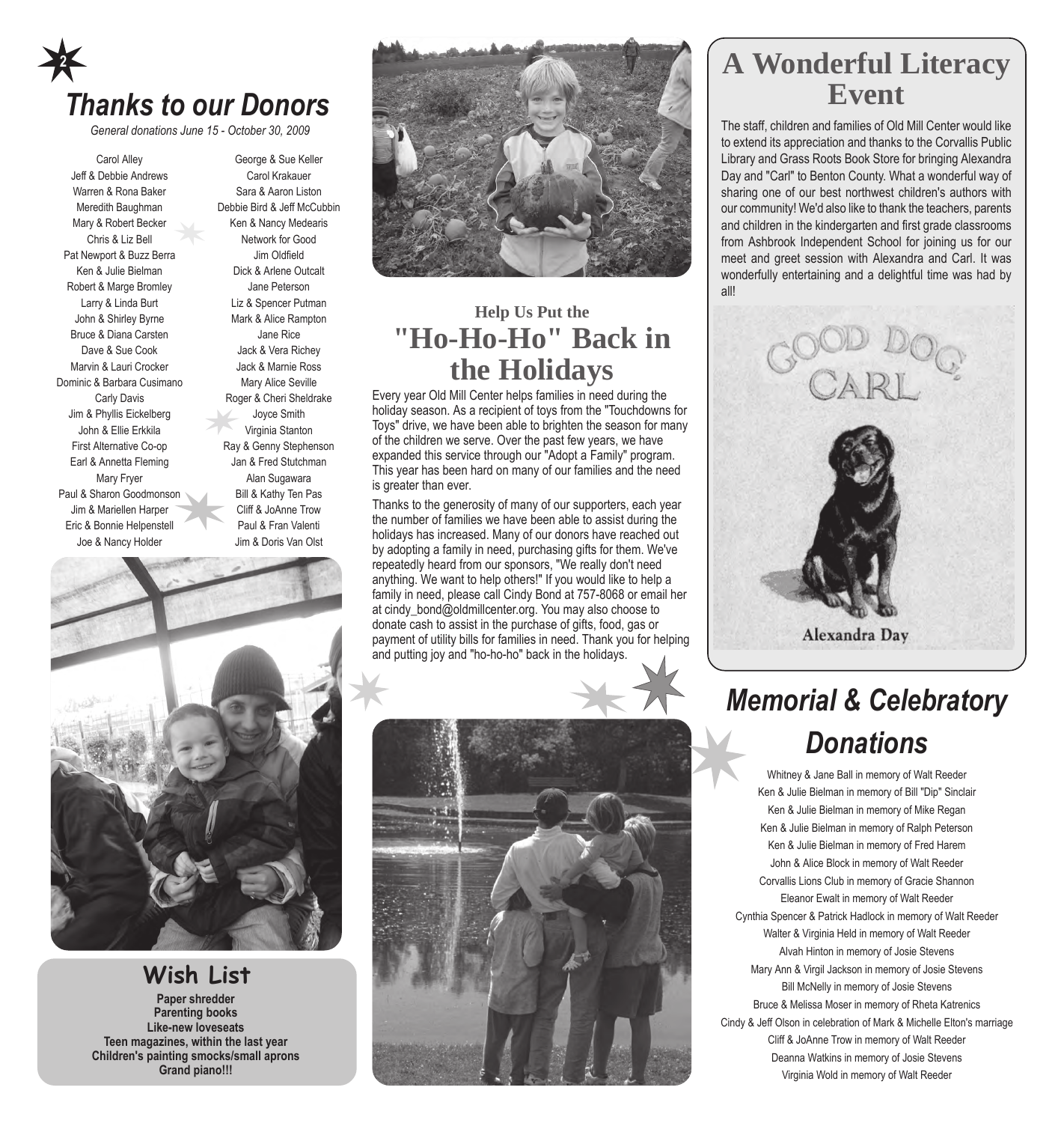# Thanks to our Donors

*General donations June 15 - October 30, 2009*

Carol Alley
Jeff & Debbie Andrews
Warren & Rona Baker
Meredith Baughman
Mary & Robert Becker
Chris & Liz Bell
Pat Newport & Buzz Berra
Ken & Julie Bielman
Robert & Marge Bromley
Larry & Linda Burt
John & Shirley Byrne
Bruce & Diana Carsten
Dave & Sue Cook
Marvin & Lauri Crocker
Dominic & Barbara Cusimano
Carly Davis
Jim & Phyllis Eickelberg
John & Ellie Erkkila
First Alternative Co-op
Earl & Annetta Fleming
Mary Fryer
Paul & Sharon Goodmonson
Jim & Mariellen Harper
Eric & Bonnie Helpenstell
Joe & Nancy Holder
George & Sue Keller
Carol Krakauer
Sara & Aaron Liston
Debbie Bird & Jeff McCubbin
Ken & Nancy Medearis
Network for Good
Jim Oldfield
Dick & Arlene Outcalt
Jane Peterson
Liz & Spencer Putman
Mark & Alice Rampton
Jane Rice
Jack & Vera Richey
Jack & Marnie Ross
Mary Alice Seville
Roger & Cheri Sheldrake
Joyce Smith
Virginia Stanton
Ray & Genny Stephenson
Jan & Fred Stutchman
Alan Sugawara
Bill & Kathy Ten Pas
Cliff & JoAnne Trow
Paul & Fran Valenti
Jim & Doris Van Olst

## Wish List

**Paper shredder**
**Parenting books**
**Like-new loveseats**
**Teen magazines, within the last year**
**Children's painting smocks/small aprons**
**Grand piano!!!**

### Help Us Put the
## "Ho-Ho-Ho" Back in the Holidays

Every year Old Mill Center helps families in need during the holiday season. As a recipient of toys from the "Touchdowns for Toys" drive, we have been able to brighten the season for many of the children we serve. Over the past few years, we have expanded this service through our "Adopt a Family" program. This year has been hard on many of our families and the need is greater than ever.

Thanks to the generosity of many of our supporters, each year the number of families we have been able to assist during the holidays has increased. Many of our donors have reached out by adopting a family in need, purchasing gifts for them. We've repeatedly heard from our sponsors, "We really don't need anything. We want to help others!" If you would like to help a family in need, please call Cindy Bond at 757-8068 or email her at cindy_bond@oldmillcenter.org. You may also choose to donate cash to assist in the purchase of gifts, food, gas or payment of utility bills for families in need. Thank you for helping and putting joy and "ho-ho-ho" back in the holidays.

## A Wonderful Literacy Event

The staff, children and families of Old Mill Center would like to extend its appreciation and thanks to the Corvallis Public Library and Grass Roots Book Store for bringing Alexandra Day and "Carl" to Benton County. What a wonderful way of sharing one of our best northwest children's authors with our community! We'd also like to thank the teachers, parents and children in the kindergarten and first grade classrooms from Ashbrook Independent School for joining us for our meet and greet session with Alexandra and Carl. It was wonderfully entertaining and a delightful time was had by all!

# Memorial & Celebratory Donations

Whitney & Jane Ball in memory of Walt Reeder
Ken & Julie Bielman in memory of Bill "Dip" Sinclair
Ken & Julie Bielman in memory of Mike Regan
Ken & Julie Bielman in memory of Ralph Peterson
Ken & Julie Bielman in memory of Fred Harem
John & Alice Block in memory of Walt Reeder
Corvallis Lions Club in memory of Gracie Shannon
Eleanor Ewalt in memory of Walt Reeder
Cynthia Spencer & Patrick Hadlock in memory of Walt Reeder
Walter & Virginia Held in memory of Walt Reeder
Alvah Hinton in memory of Josie Stevens
Mary Ann & Virgil Jackson in memory of Josie Stevens
Bill McNelly in memory of Josie Stevens
Bruce & Melissa Moser in memory of Rheta Katrenics
Cindy & Jeff Olson in celebration of Mark & Michelle Elton's marriage
Cliff & JoAnne Trow in memory of Walt Reeder
Deanna Watkins in memory of Josie Stevens
Virginia Wold in memory of Walt Reeder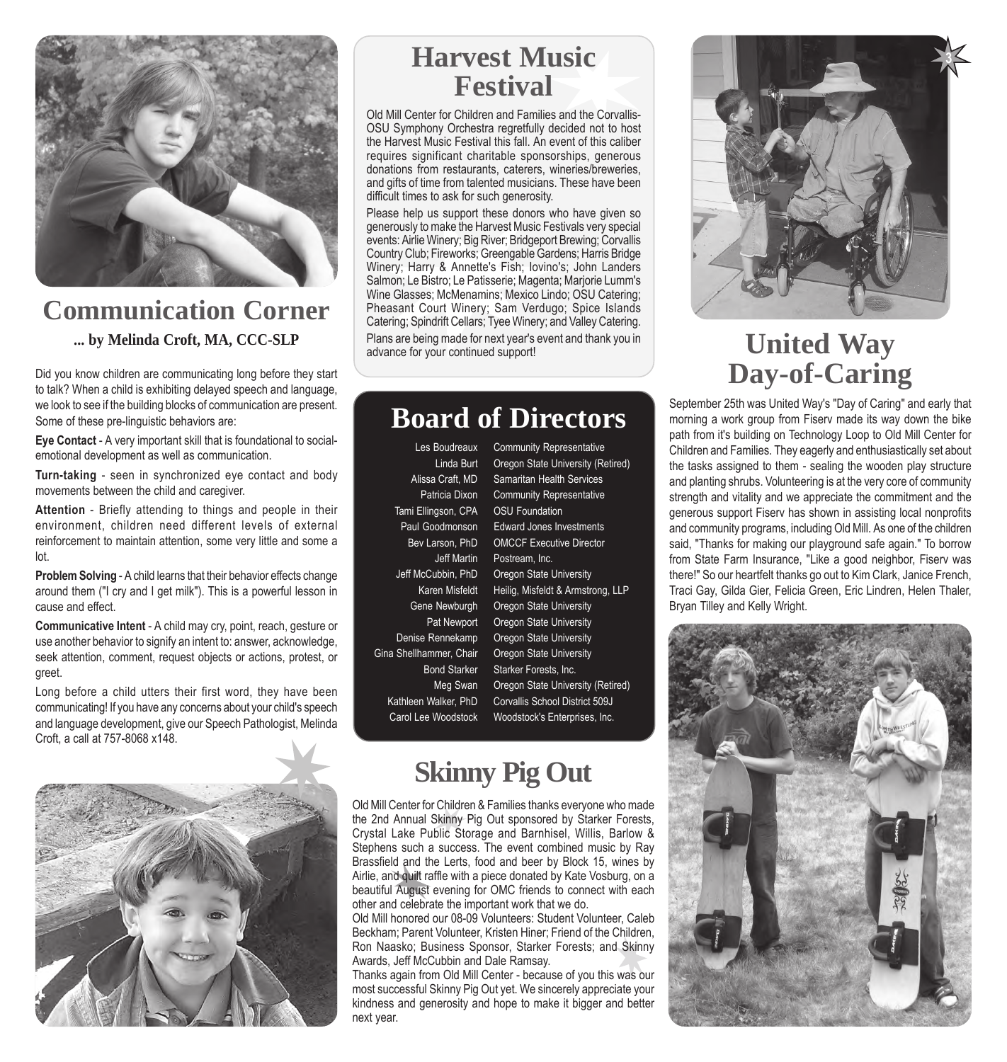## Communication Corner

**... by Melinda Croft, MA, CCC-SLP**

Did you know children are communicating long before they start to talk? When a child is exhibiting delayed speech and language, we look to see if the building blocks of communication are present. Some of these pre-linguistic behaviors are:

**Eye Contact** - A very important skill that is foundational to social-emotional development as well as communication.

**Turn-taking** - seen in synchronized eye contact and body movements between the child and caregiver.

**Attention** - Briefly attending to things and people in their environment, children need different levels of external reinforcement to maintain attention, some very little and some a lot.

**Problem Solving** - A child learns that their behavior effects change around them ("I cry and I get milk"). This is a powerful lesson in cause and effect.

**Communicative Intent** - A child may cry, point, reach, gesture or use another behavior to signify an intent to: answer, acknowledge, seek attention, comment, request objects or actions, protest, or greet.

Long before a child utters their first word, they have been communicating! If you have any concerns about your child's speech and language development, give our Speech Pathologist, Melinda Croft, a call at 757-8068 x148.

## Harvest Music Festival

Old Mill Center for Children and Families and the Corvallis-OSU Symphony Orchestra regretfully decided not to host the Harvest Music Festival this fall. An event of this caliber requires significant charitable sponsorships, generous donations from restaurants, caterers, wineries/breweries, and gifts of time from talented musicians. These have been difficult times to ask for such generosity.

Please help us support these donors who have given so generously to make the Harvest Music Festivals very special events: Airlie Winery; Big River; Bridgeport Brewing; Corvallis Country Club; Fireworks; Greengable Gardens; Harris Bridge Winery; Harry & Annette's Fish; Iovino's; John Landers Salmon; Le Bistro; Le Patisserie; Magenta; Marjorie Lumm's Wine Glasses; McMenamins; Mexico Lindo; OSU Catering; Pheasant Court Winery; Sam Verdugo; Spice Islands Catering; Spindrift Cellars; Tyee Winery; and Valley Catering.

Plans are being made for next year's event and thank you in advance for your continued support!

## Board of Directors

| | |
|---|---|
| Les Boudreaux | Community Representative |
| Linda Burt | Oregon State University (Retired) |
| Alissa Craft, MD | Samaritan Health Services |
| Patricia Dixon | Community Representative |
| Tami Ellingson, CPA | OSU Foundation |
| Paul Goodmonson | Edward Jones Investments |
| Bev Larson, PhD | OMCCF Executive Director |
| Jeff Martin | Postream, Inc. |
| Jeff McCubbin, PhD | Oregon State University |
| Karen Misfeldt | Heilig, Misfeldt & Armstrong, LLP |
| Gene Newburgh | Oregon State University |
| Pat Newport | Oregon State University |
| Denise Rennekamp | Oregon State University |
| Gina Shellhammer, Chair | Oregon State University |
| Bond Starker | Starker Forests, Inc. |
| Meg Swan | Oregon State University (Retired) |
| Kathleen Walker, PhD | Corvallis School District 509J |
| Carol Lee Woodstock | Woodstock's Enterprises, Inc. |

## Skinny Pig Out

Old Mill Center for Children & Families thanks everyone who made the 2nd Annual Skinny Pig Out sponsored by Starker Forests, Crystal Lake Public Storage and Barnhisel, Willis, Barlow & Stephens such a success. The event combined music by Ray Brassfield and the Lerts, food and beer by Block 15, wines by Airlie, and quilt raffle with a piece donated by Kate Vosburg, on a beautiful August evening for OMC friends to connect with each other and celebrate the important work that we do.

Old Mill honored our 08-09 Volunteers: Student Volunteer, Caleb Beckham; Parent Volunteer, Kristen Hiner; Friend of the Children, Ron Naasko; Business Sponsor, Starker Forests; and Skinny Awards, Jeff McCubbin and Dale Ramsay.

Thanks again from Old Mill Center - because of you this was our most successful Skinny Pig Out yet. We sincerely appreciate your kindness and generosity and hope to make it bigger and better next year.

## United Way Day-of-Caring

September 25th was United Way's "Day of Caring" and early that morning a work group from Fiserv made its way down the bike path from it's building on Technology Loop to Old Mill Center for Children and Families. They eagerly and enthusiastically set about the tasks assigned to them - sealing the wooden play structure and planting shrubs. Volunteering is at the very core of community strength and vitality and we appreciate the commitment and the generous support Fiserv has shown in assisting local nonprofits and community programs, including Old Mill. As one of the children said, "Thanks for making our playground safe again." To borrow from State Farm Insurance, "Like a good neighbor, Fiserv was there!" So our heartfelt thanks go out to Kim Clark, Janice French, Traci Gay, Gilda Gier, Felicia Green, Eric Lindren, Helen Thaler, Bryan Tilley and Kelly Wright.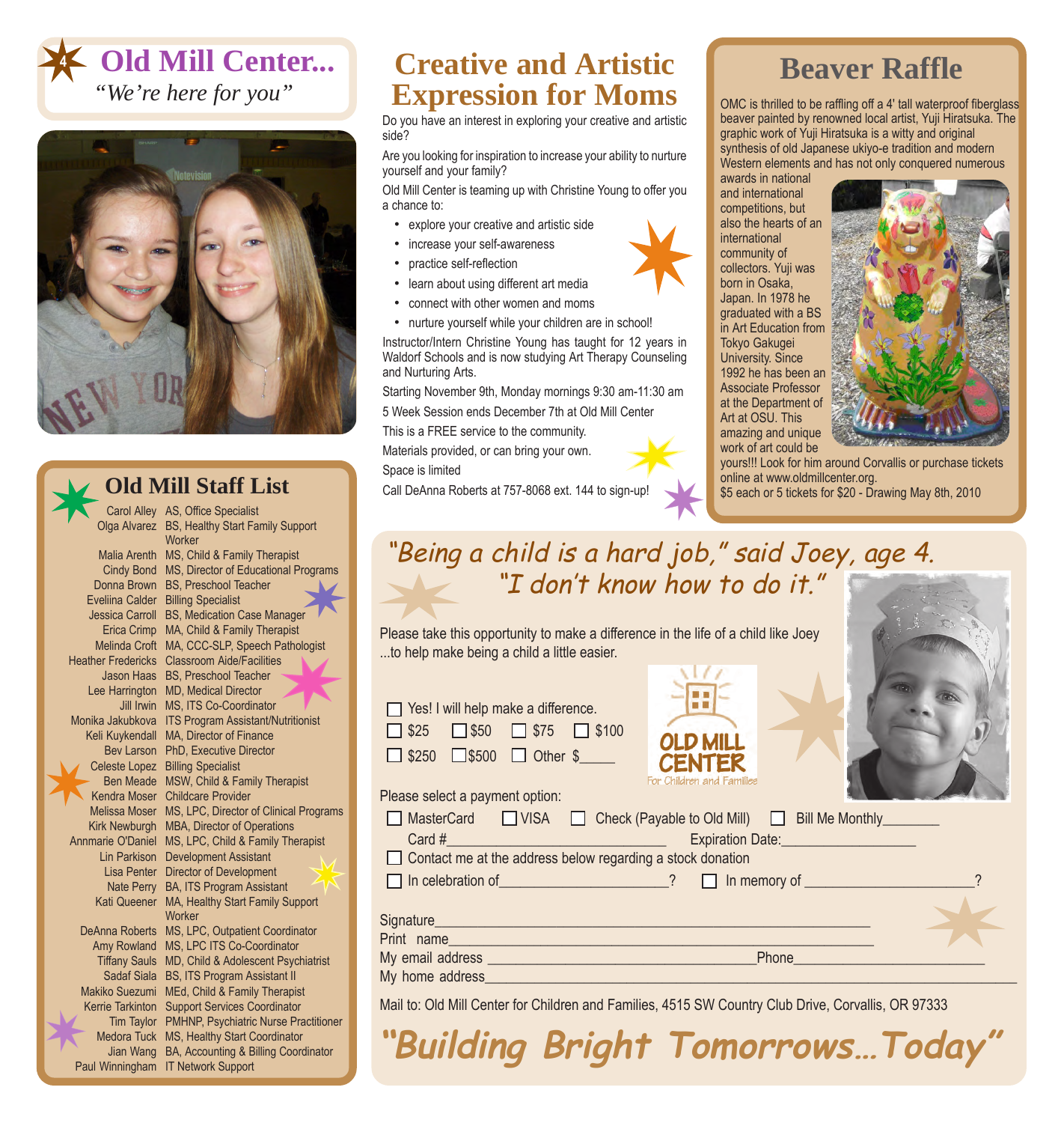# Old Mill Center...

*"We're here for you"*

## Old Mill Staff List

| | |
|---|---|
| Carol Alley | AS, Office Specialist |
| Olga Alvarez | BS, Healthy Start Family Support Worker |
| Malia Arenth | MS, Child & Family Therapist |
| Cindy Bond | MS, Director of Educational Programs |
| Donna Brown | BS, Preschool Teacher |
| Eveliina Calder | Billing Specialist |
| Jessica Carroll | BS, Medication Case Manager |
| Erica Crimp | MA, Child & Family Therapist |
| Melinda Croft | MA, CCC-SLP, Speech Pathologist |
| Heather Fredericks | Classroom Aide/Facilities |
| Jason Haas | BS, Preschool Teacher |
| Lee Harrington | MD, Medical Director |
| Jill Irwin | MS, ITS Co-Coordinator |
| Monika Jakubkova | ITS Program Assistant/Nutritionist |
| Keli Kuykendall | MA, Director of Finance |
| Bev Larson | PhD, Executive Director |
| Celeste Lopez | Billing Specialist |
| Ben Meade | MSW, Child & Family Therapist |
| Kendra Moser | Childcare Provider |
| Melissa Moser | MS, LPC, Director of Clinical Programs |
| Kirk Newburgh | MBA, Director of Operations |
| Annmarie O'Daniel | MS, LPC, Child & Family Therapist |
| Lin Parkison | Development Assistant |
| Lisa Penter | Director of Development |
| Nate Perry | BA, ITS Program Assistant |
| Kati Queener | MA, Healthy Start Family Support Worker |
| DeAnna Roberts | MS, LPC, Outpatient Coordinator |
| Amy Rowland | MS, LPC ITS Co-Coordinator |
| Tiffany Sauls | MD, Child & Adolescent Psychiatrist |
| Sadaf Siala | BS, ITS Program Assistant II |
| Makiko Suezumi | MEd, Child & Family Therapist |
| Kerrie Tarkinton | Support Services Coordinator |
| Tim Taylor | PMHNP, Psychiatric Nurse Practitioner |
| Medora Tuck | MS, Healthy Start Coordinator |
| Jian Wang | BA, Accounting & Billing Coordinator |
| Paul Winningham | IT Network Support |

# Creative and Artistic Expression for Moms

Do you have an interest in exploring your creative and artistic side?

Are you looking for inspiration to increase your ability to nurture yourself and your family?

Old Mill Center is teaming up with Christine Young to offer you a chance to:

- explore your creative and artistic side
- increase your self-awareness
- practice self-reflection
- learn about using different art media
- connect with other women and moms
- nurture yourself while your children are in school!

Instructor/Intern Christine Young has taught for 12 years in Waldorf Schools and is now studying Art Therapy Counseling and Nurturing Arts.

Starting November 9th, Monday mornings 9:30 am-11:30 am

5 Week Session ends December 7th at Old Mill Center

This is a FREE service to the community.

Materials provided, or can bring your own.

Space is limited

Call DeAnna Roberts at 757-8068 ext. 144 to sign-up!

# Beaver Raffle

OMC is thrilled to be raffling off a 4' tall waterproof fiberglass beaver painted by renowned local artist, Yuji Hiratsuka. The graphic work of Yuji Hiratsuka is a witty and original synthesis of old Japanese ukiyo-e tradition and modern Western elements and has not only conquered numerous awards in national and international competitions, but also the hearts of an international community of collectors. Yuji was born in Osaka, Japan. In 1978 he graduated with a BS in Art Education from Tokyo Gakugei University. Since 1992 he has been an Associate Professor at the Department of Art at OSU. This amazing and unique work of art could be yours!!! Look for him around Corvallis or purchase tickets online at www.oldmillcenter.org.

$5 each or 5 tickets for $20 - Drawing May 8th, 2010

*"Being a child is a hard job," said Joey, age 4. "I don't know how to do it."*

Please take this opportunity to make a difference in the life of a child like Joey ...to help make being a child a little easier.

☐ Yes! I will help make a difference.

☐ $25 ☐ $50 ☐ $75 ☐ $100

☐ $250 ☐ $500 ☐ Other $_____

OLD MILL CENTER
For Children and Families

Please select a payment option:

☐ MasterCard ☐ VISA ☐ Check (Payable to Old Mill) ☐ Bill Me Monthly_______

Card #____________________________ Expiration Date:_________________

☐ Contact me at the address below regarding a stock donation

☐ In celebration of_____________________? ☐ In memory of _____________________?

Signature_____________________________________________________

Print name_____________________________________________________

My email address ___________________________________Phone_______________________

My home address_____________________________________________________________

Mail to: Old Mill Center for Children and Families, 4515 SW Country Club Drive, Corvallis, OR 97333

**"Building Bright Tomorrows...Today"**